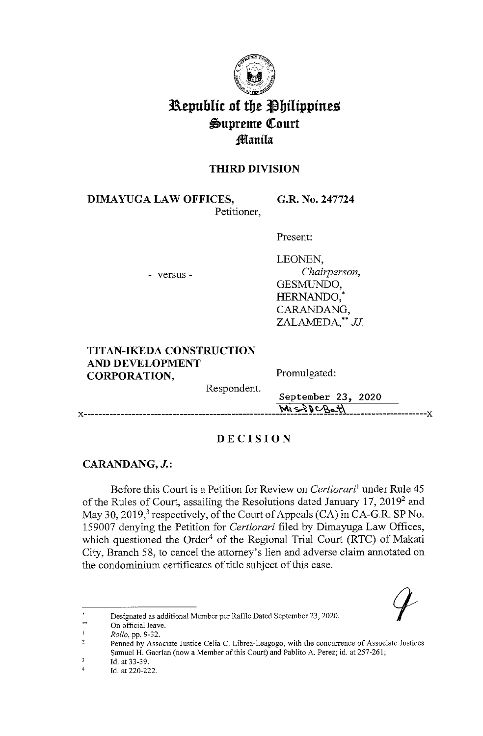# Republic of the Philippines
## Supreme Court
### Manila

**THIRD DIVISION**

**DIMAYUGA LAW OFFICES,**
Petitioner,

**G.R. No. 247724**

Present:

LEONEN,
*Chairperson*,
GESMUNDO,
HERNANDO,*
CARANDANG,
ZALAMEDA,** *JJ.*

\- versus -

**TITAN-IKEDA CONSTRUCTION AND DEVELOPMENT CORPORATION,**
Respondent.

Promulgated:

September 23, 2020

x-----------------------------------------------------------------------------------------x

## DECISION

**CARANDANG, *J.*:**

Before this Court is a Petition for Review on *Certiorari*[1] under Rule 45 of the Rules of Court, assailing the Resolutions dated January 17, 2019[2] and May 30, 2019,[3] respectively, of the Court of Appeals (CA) in CA-G.R. SP No. 159007 denying the Petition for *Certiorari* filed by Dimayuga Law Offices, which questioned the Order[4] of the Regional Trial Court (RTC) of Makati City, Branch 58, to cancel the attorney's lien and adverse claim annotated on the condominium certificates of title subject of this case.

---

\* Designated as additional Member per Raffle Dated September 23, 2020.

\*\* On official leave.

[1] *Rollo*, pp. 9-32.

[2] Penned by Associate Justice Celia C. Librea-Leagogo, with the concurrence of Associate Justices Samuel H. Gaerlan (now a Member of this Court) and Pablito A. Perez; id. at 257-261;

[3] Id. at 33-39.

[4] Id. at 220-222.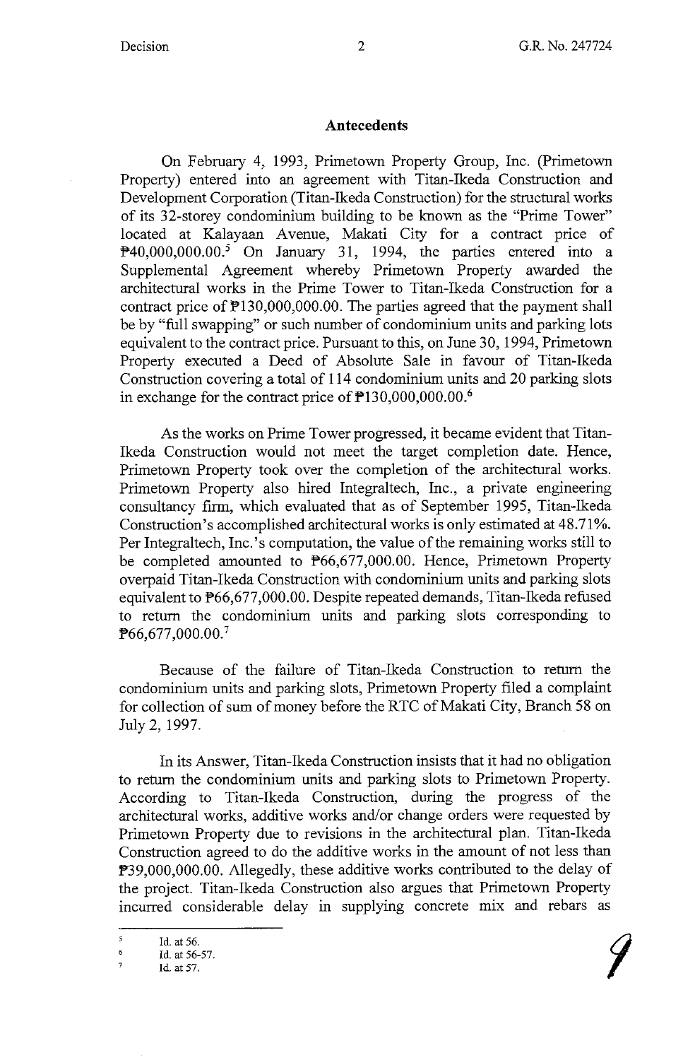## Antecedents

On February 4, 1993, Primetown Property Group, Inc. (Primetown Property) entered into an agreement with Titan-Ikeda Construction and Development Corporation (Titan-Ikeda Construction) for the structural works of its 32-storey condominium building to be known as the "Prime Tower" located at Kalayaan Avenue, Makati City for a contract price of ₱40,000,000.00.[5] On January 31, 1994, the parties entered into a Supplemental Agreement whereby Primetown Property awarded the architectural works in the Prime Tower to Titan-Ikeda Construction for a contract price of ₱130,000,000.00. The parties agreed that the payment shall be by "full swapping" or such number of condominium units and parking lots equivalent to the contract price. Pursuant to this, on June 30, 1994, Primetown Property executed a Deed of Absolute Sale in favour of Titan-Ikeda Construction covering a total of 114 condominium units and 20 parking slots in exchange for the contract price of ₱130,000,000.00.[6]

As the works on Prime Tower progressed, it became evident that Titan-Ikeda Construction would not meet the target completion date. Hence, Primetown Property took over the completion of the architectural works. Primetown Property also hired Integraltech, Inc., a private engineering consultancy firm, which evaluated that as of September 1995, Titan-Ikeda Construction's accomplished architectural works is only estimated at 48.71%. Per Integraltech, Inc.'s computation, the value of the remaining works still to be completed amounted to ₱66,677,000.00. Hence, Primetown Property overpaid Titan-Ikeda Construction with condominium units and parking slots equivalent to ₱66,677,000.00. Despite repeated demands, Titan-Ikeda refused to return the condominium units and parking slots corresponding to ₱66,677,000.00.[7]

Because of the failure of Titan-Ikeda Construction to return the condominium units and parking slots, Primetown Property filed a complaint for collection of sum of money before the RTC of Makati City, Branch 58 on July 2, 1997.

In its Answer, Titan-Ikeda Construction insists that it had no obligation to return the condominium units and parking slots to Primetown Property. According to Titan-Ikeda Construction, during the progress of the architectural works, additive works and/or change orders were requested by Primetown Property due to revisions in the architectural plan. Titan-Ikeda Construction agreed to do the additive works in the amount of not less than ₱39,000,000.00. Allegedly, these additive works contributed to the delay of the project. Titan-Ikeda Construction also argues that Primetown Property incurred considerable delay in supplying concrete mix and rebars as

---

[5] Id. at 56.

[6] Id. at 56-57.

[7] Id. at 57.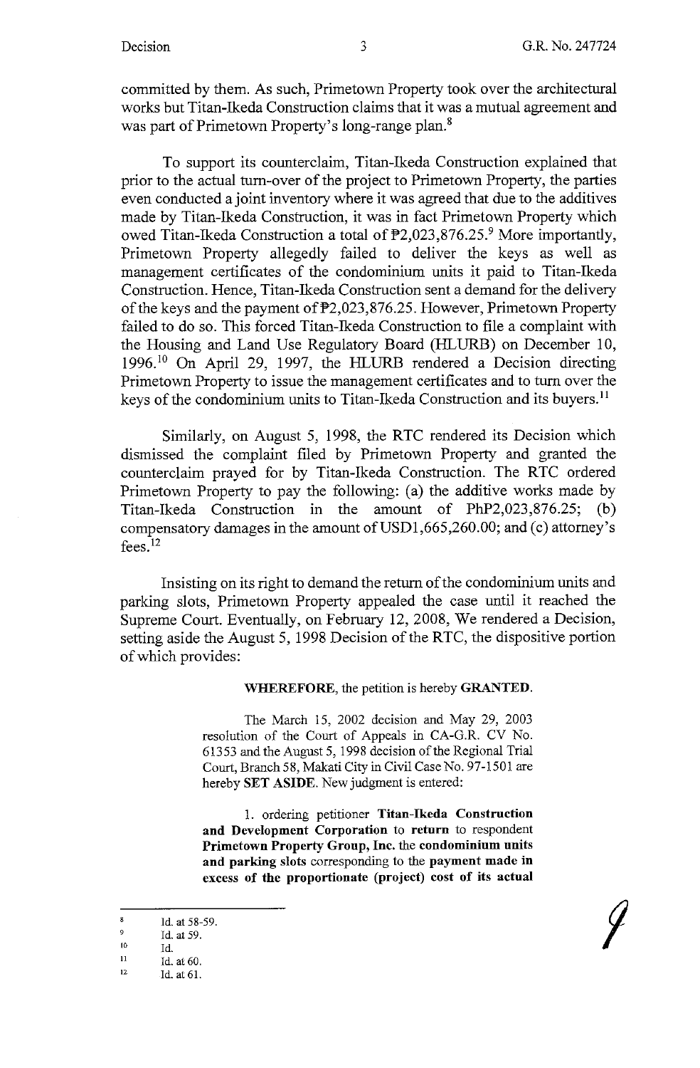committed by them. As such, Primetown Property took over the architectural works but Titan-Ikeda Construction claims that it was a mutual agreement and was part of Primetown Property's long-range plan.[8]

To support its counterclaim, Titan-Ikeda Construction explained that prior to the actual turn-over of the project to Primetown Property, the parties even conducted a joint inventory where it was agreed that due to the additives made by Titan-Ikeda Construction, it was in fact Primetown Property which owed Titan-Ikeda Construction a total of ₱2,023,876.25.[9] More importantly, Primetown Property allegedly failed to deliver the keys as well as management certificates of the condominium units it paid to Titan-Ikeda Construction. Hence, Titan-Ikeda Construction sent a demand for the delivery of the keys and the payment of ₱2,023,876.25. However, Primetown Property failed to do so. This forced Titan-Ikeda Construction to file a complaint with the Housing and Land Use Regulatory Board (HLURB) on December 10, 1996.[10] On April 29, 1997, the HLURB rendered a Decision directing Primetown Property to issue the management certificates and to turn over the keys of the condominium units to Titan-Ikeda Construction and its buyers.[11]

Similarly, on August 5, 1998, the RTC rendered its Decision which dismissed the complaint filed by Primetown Property and granted the counterclaim prayed for by Titan-Ikeda Construction. The RTC ordered Primetown Property to pay the following: (a) the additive works made by Titan-Ikeda Construction in the amount of PhP2,023,876.25; (b) compensatory damages in the amount of USD1,665,260.00; and (c) attorney's fees.[12]

Insisting on its right to demand the return of the condominium units and parking slots, Primetown Property appealed the case until it reached the Supreme Court. Eventually, on February 12, 2008, We rendered a Decision, setting aside the August 5, 1998 Decision of the RTC, the dispositive portion of which provides:

> **WHEREFORE**, the petition is hereby **GRANTED**.
>
> The March 15, 2002 decision and May 29, 2003 resolution of the Court of Appeals in CA-G.R. CV No. 61353 and the August 5, 1998 decision of the Regional Trial Court, Branch 58, Makati City in Civil Case No. 97-1501 are hereby **SET ASIDE**. New judgment is entered:
>
> 1. ordering petitioner **Titan-Ikeda Construction and Development Corporation** to **return** to respondent **Primetown Property Group, Inc.** the **condominium units and parking slots** corresponding to the **payment made in excess of the proportionate (project) cost of its actual**

---

[8] Id. at 58-59.

[9] Id. at 59.

[10] Id.

[11] Id. at 60.

[12] Id. at 61.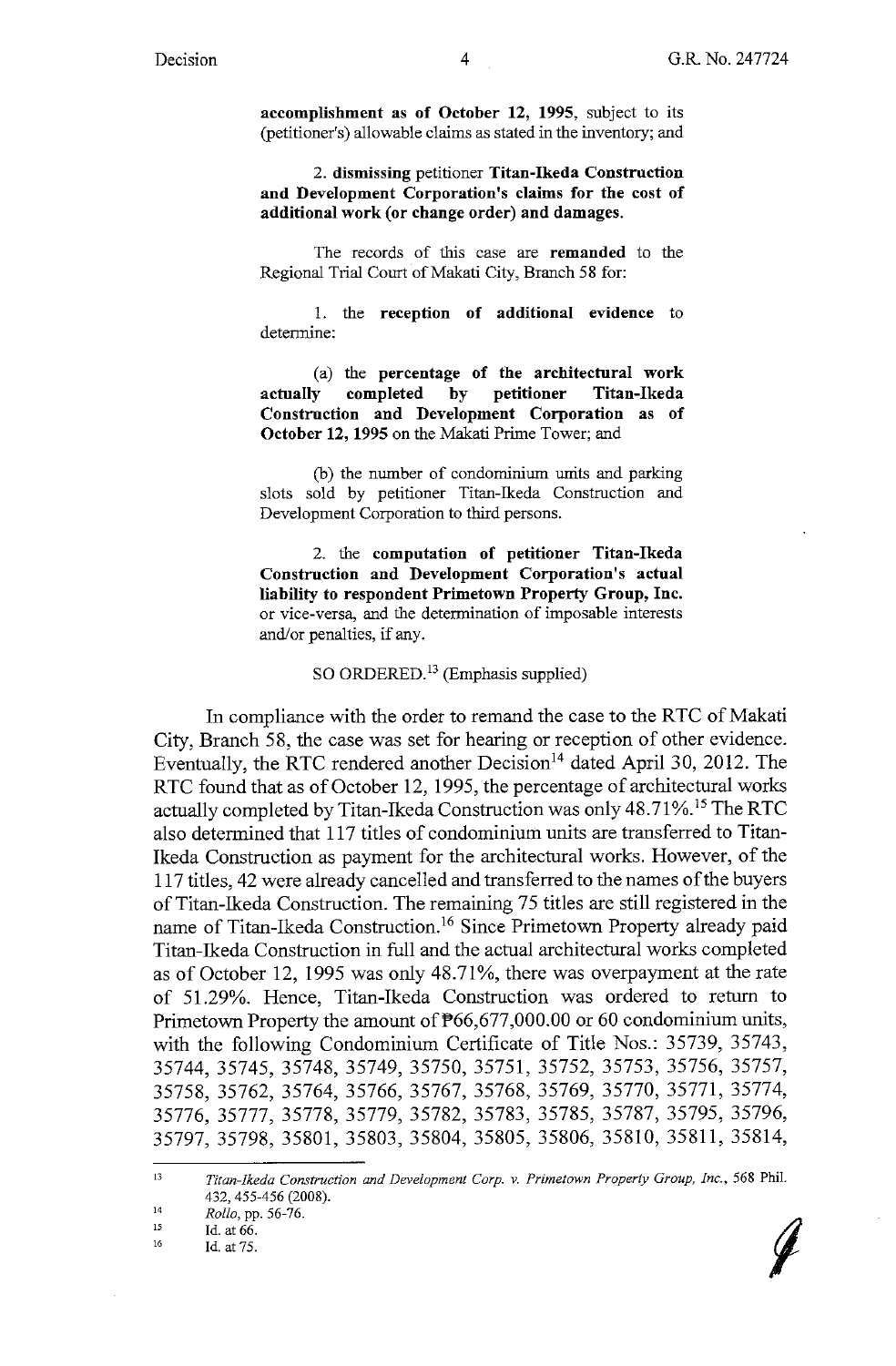**accomplishment as of October 12, 1995**, subject to its (petitioner's) allowable claims as stated in the inventory; and

2. **dismissing** petitioner **Titan-Ikeda Construction and Development Corporation's claims for the cost of additional work (or change order) and damages.**

The records of this case are **remanded** to the Regional Trial Court of Makati City, Branch 58 for:

1. the **reception of additional evidence** to determine:

(a) the **percentage of the architectural work actually completed by petitioner Titan-Ikeda Construction and Development Corporation as of October 12, 1995** on the Makati Prime Tower; and

(b) the number of condominium units and parking slots sold by petitioner Titan-Ikeda Construction and Development Corporation to third persons.

2. the **computation of petitioner Titan-Ikeda Construction and Development Corporation's actual liability to respondent Primetown Property Group, Inc.** or vice-versa, and the determination of imposable interests and/or penalties, if any.

SO ORDERED.[13] (Emphasis supplied)

In compliance with the order to remand the case to the RTC of Makati City, Branch 58, the case was set for hearing or reception of other evidence. Eventually, the RTC rendered another Decision[14] dated April 30, 2012. The RTC found that as of October 12, 1995, the percentage of architectural works actually completed by Titan-Ikeda Construction was only 48.71%.[15] The RTC also determined that 117 titles of condominium units are transferred to Titan-Ikeda Construction as payment for the architectural works. However, of the 117 titles, 42 were already cancelled and transferred to the names of the buyers of Titan-Ikeda Construction. The remaining 75 titles are still registered in the name of Titan-Ikeda Construction.[16] Since Primetown Property already paid Titan-Ikeda Construction in full and the actual architectural works completed as of October 12, 1995 was only 48.71%, there was overpayment at the rate of 51.29%. Hence, Titan-Ikeda Construction was ordered to return to Primetown Property the amount of ₱66,677,000.00 or 60 condominium units, with the following Condominium Certificate of Title Nos.: 35739, 35743, 35744, 35745, 35748, 35749, 35750, 35751, 35752, 35753, 35756, 35757, 35758, 35762, 35764, 35766, 35767, 35768, 35769, 35770, 35771, 35774, 35776, 35777, 35778, 35779, 35782, 35783, 35785, 35787, 35795, 35796, 35797, 35798, 35801, 35803, 35804, 35805, 35806, 35810, 35811, 35814,

---

[13] *Titan-Ikeda Construction and Development Corp. v. Primetown Property Group, Inc.*, 568 Phil. 432, 455-456 (2008).

[14] *Rollo*, pp. 56-76.

[15] Id. at 66.

[16] Id. at 75.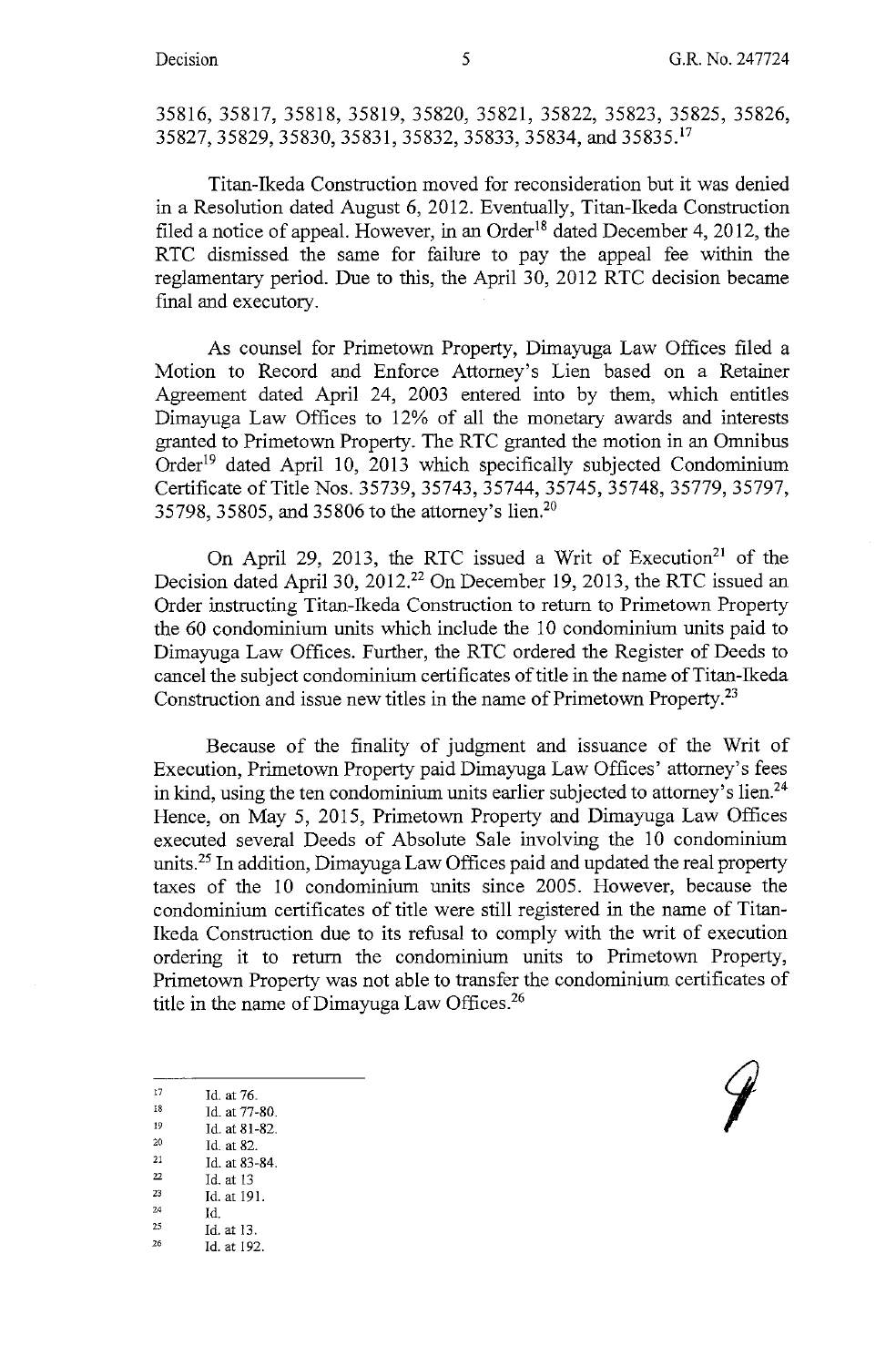35816, 35817, 35818, 35819, 35820, 35821, 35822, 35823, 35825, 35826, 35827, 35829, 35830, 35831, 35832, 35833, 35834, and 35835.[17]

Titan-Ikeda Construction moved for reconsideration but it was denied in a Resolution dated August 6, 2012. Eventually, Titan-Ikeda Construction filed a notice of appeal. However, in an Order[18] dated December 4, 2012, the RTC dismissed the same for failure to pay the appeal fee within the reglamentary period. Due to this, the April 30, 2012 RTC decision became final and executory.

As counsel for Primetown Property, Dimayuga Law Offices filed a Motion to Record and Enforce Attorney's Lien based on a Retainer Agreement dated April 24, 2003 entered into by them, which entitles Dimayuga Law Offices to 12% of all the monetary awards and interests granted to Primetown Property. The RTC granted the motion in an Omnibus Order[19] dated April 10, 2013 which specifically subjected Condominium Certificate of Title Nos. 35739, 35743, 35744, 35745, 35748, 35779, 35797, 35798, 35805, and 35806 to the attorney's lien.[20]

On April 29, 2013, the RTC issued a Writ of Execution[21] of the Decision dated April 30, 2012.[22] On December 19, 2013, the RTC issued an Order instructing Titan-Ikeda Construction to return to Primetown Property the 60 condominium units which include the 10 condominium units paid to Dimayuga Law Offices. Further, the RTC ordered the Register of Deeds to cancel the subject condominium certificates of title in the name of Titan-Ikeda Construction and issue new titles in the name of Primetown Property.[23]

Because of the finality of judgment and issuance of the Writ of Execution, Primetown Property paid Dimayuga Law Offices' attorney's fees in kind, using the ten condominium units earlier subjected to attorney's lien.[24] Hence, on May 5, 2015, Primetown Property and Dimayuga Law Offices executed several Deeds of Absolute Sale involving the 10 condominium units.[25] In addition, Dimayuga Law Offices paid and updated the real property taxes of the 10 condominium units since 2005. However, because the condominium certificates of title were still registered in the name of Titan-Ikeda Construction due to its refusal to comply with the writ of execution ordering it to return the condominium units to Primetown Property, Primetown Property was not able to transfer the condominium certificates of title in the name of Dimayuga Law Offices.[26]

---

[17] Id. at 76.

[18] Id. at 77-80.

[19] Id. at 81-82.

[20] Id. at 82.

[21] Id. at 83-84.

[22] Id. at 13

[23] Id. at 191.

[24] Id.

[25] Id. at 13.

[26] Id. at 192.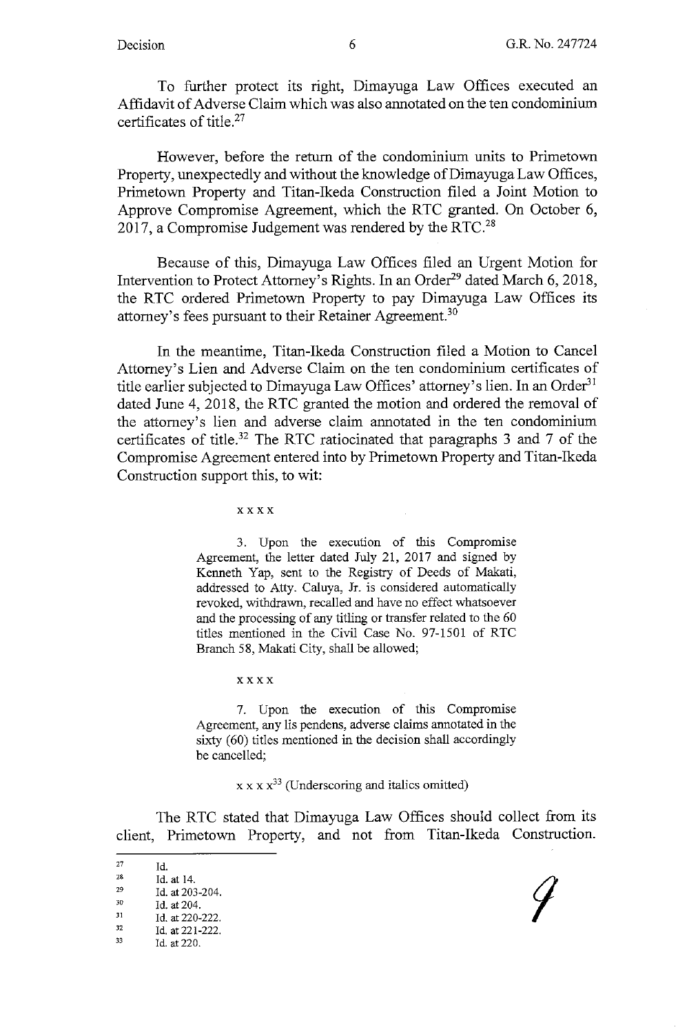To further protect its right, Dimayuga Law Offices executed an Affidavit of Adverse Claim which was also annotated on the ten condominium certificates of title.[27]

However, before the return of the condominium units to Primetown Property, unexpectedly and without the knowledge of Dimayuga Law Offices, Primetown Property and Titan-Ikeda Construction filed a Joint Motion to Approve Compromise Agreement, which the RTC granted. On October 6, 2017, a Compromise Judgement was rendered by the RTC.[28]

Because of this, Dimayuga Law Offices filed an Urgent Motion for Intervention to Protect Attorney's Rights. In an Order[29] dated March 6, 2018, the RTC ordered Primetown Property to pay Dimayuga Law Offices its attorney's fees pursuant to their Retainer Agreement.[30]

In the meantime, Titan-Ikeda Construction filed a Motion to Cancel Attorney's Lien and Adverse Claim on the ten condominium certificates of title earlier subjected to Dimayuga Law Offices' attorney's lien. In an Order[31] dated June 4, 2018, the RTC granted the motion and ordered the removal of the attorney's lien and adverse claim annotated in the ten condominium certificates of title.[32] The RTC ratiocinated that paragraphs 3 and 7 of the Compromise Agreement entered into by Primetown Property and Titan-Ikeda Construction support this, to wit:

> x x x x
>
> 3. Upon the execution of this Compromise Agreement, the letter dated July 21, 2017 and signed by Kenneth Yap, sent to the Registry of Deeds of Makati, addressed to Atty. Caluya, Jr. is considered automatically revoked, withdrawn, recalled and have no effect whatsoever and the processing of any titling or transfer related to the 60 titles mentioned in the Civil Case No. 97-1501 of RTC Branch 58, Makati City, shall be allowed;
>
> x x x x
>
> 7. Upon the execution of this Compromise Agreement, any lis pendens, adverse claims annotated in the sixty (60) titles mentioned in the decision shall accordingly be cancelled;
>
> x x x x[33] (Underscoring and italics omitted)

The RTC stated that Dimayuga Law Offices should collect from its client, Primetown Property, and not from Titan-Ikeda Construction.

---

[27] Id.

[28] Id. at 14.

[29] Id. at 203-204.

[30] Id. at 204.

[31] Id. at 220-222.

[32] Id. at 221-222.

[33] Id. at 220.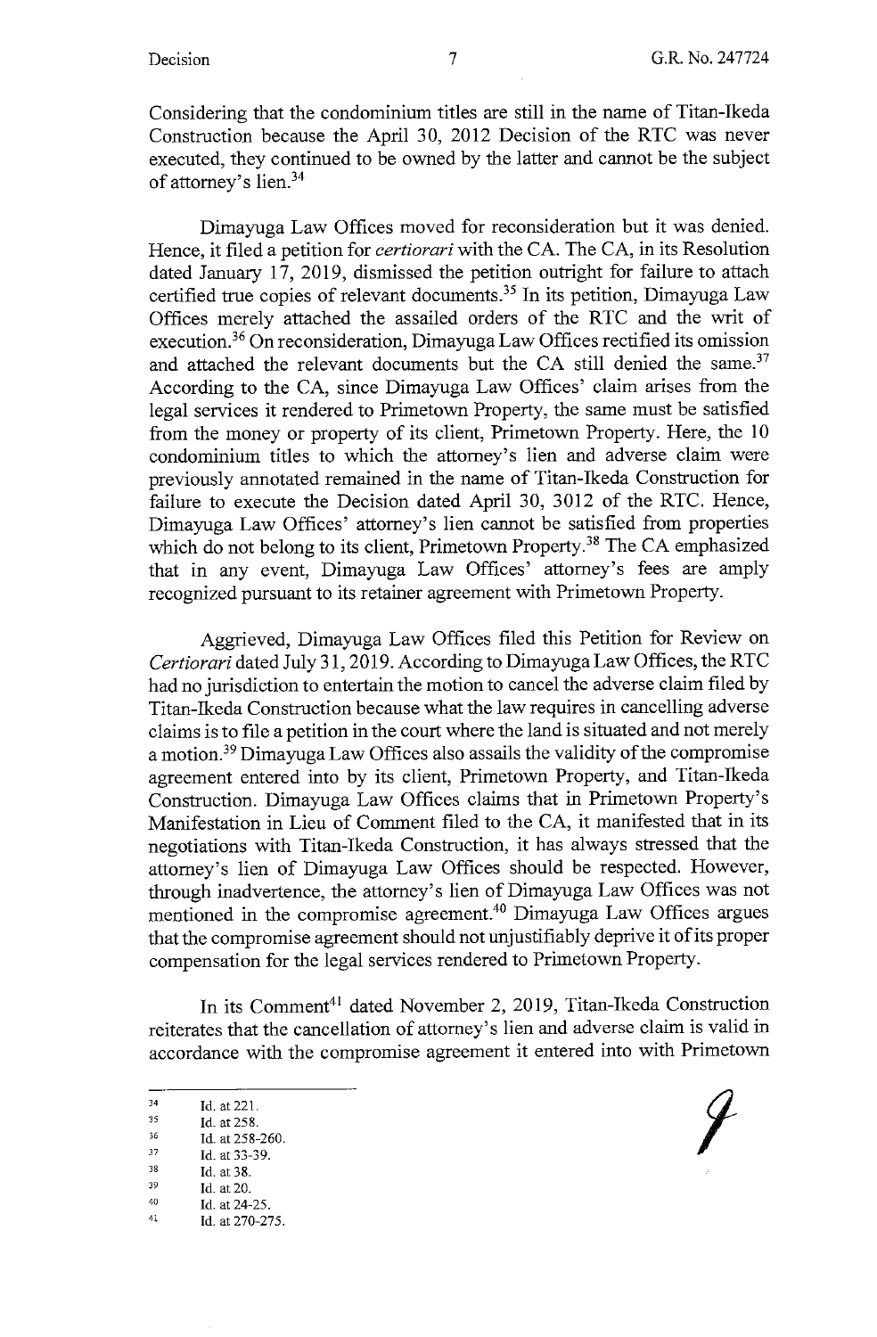Considering that the condominium titles are still in the name of Titan-Ikeda Construction because the April 30, 2012 Decision of the RTC was never executed, they continued to be owned by the latter and cannot be the subject of attorney's lien.[34]

Dimayuga Law Offices moved for reconsideration but it was denied. Hence, it filed a petition for *certiorari* with the CA. The CA, in its Resolution dated January 17, 2019, dismissed the petition outright for failure to attach certified true copies of relevant documents.[35] In its petition, Dimayuga Law Offices merely attached the assailed orders of the RTC and the writ of execution.[36] On reconsideration, Dimayuga Law Offices rectified its omission and attached the relevant documents but the CA still denied the same.[37] According to the CA, since Dimayuga Law Offices' claim arises from the legal services it rendered to Primetown Property, the same must be satisfied from the money or property of its client, Primetown Property. Here, the 10 condominium titles to which the attorney's lien and adverse claim were previously annotated remained in the name of Titan-Ikeda Construction for failure to execute the Decision dated April 30, 3012 of the RTC. Hence, Dimayuga Law Offices' attorney's lien cannot be satisfied from properties which do not belong to its client, Primetown Property.[38] The CA emphasized that in any event, Dimayuga Law Offices' attorney's fees are amply recognized pursuant to its retainer agreement with Primetown Property.

Aggrieved, Dimayuga Law Offices filed this Petition for Review on *Certiorari* dated July 31, 2019. According to Dimayuga Law Offices, the RTC had no jurisdiction to entertain the motion to cancel the adverse claim filed by Titan-Ikeda Construction because what the law requires in cancelling adverse claims is to file a petition in the court where the land is situated and not merely a motion.[39] Dimayuga Law Offices also assails the validity of the compromise agreement entered into by its client, Primetown Property, and Titan-Ikeda Construction. Dimayuga Law Offices claims that in Primetown Property's Manifestation in Lieu of Comment filed to the CA, it manifested that in its negotiations with Titan-Ikeda Construction, it has always stressed that the attorney's lien of Dimayuga Law Offices should be respected. However, through inadvertence, the attorney's lien of Dimayuga Law Offices was not mentioned in the compromise agreement.[40] Dimayuga Law Offices argues that the compromise agreement should not unjustifiably deprive it of its proper compensation for the legal services rendered to Primetown Property.

In its Comment[41] dated November 2, 2019, Titan-Ikeda Construction reiterates that the cancellation of attorney's lien and adverse claim is valid in accordance with the compromise agreement it entered into with Primetown

---

[34] Id. at 221.
[35] Id. at 258.
[36] Id. at 258-260.
[37] Id. at 33-39.
[38] Id. at 38.
[39] Id. at 20.
[40] Id. at 24-25.
[41] Id. at 270-275.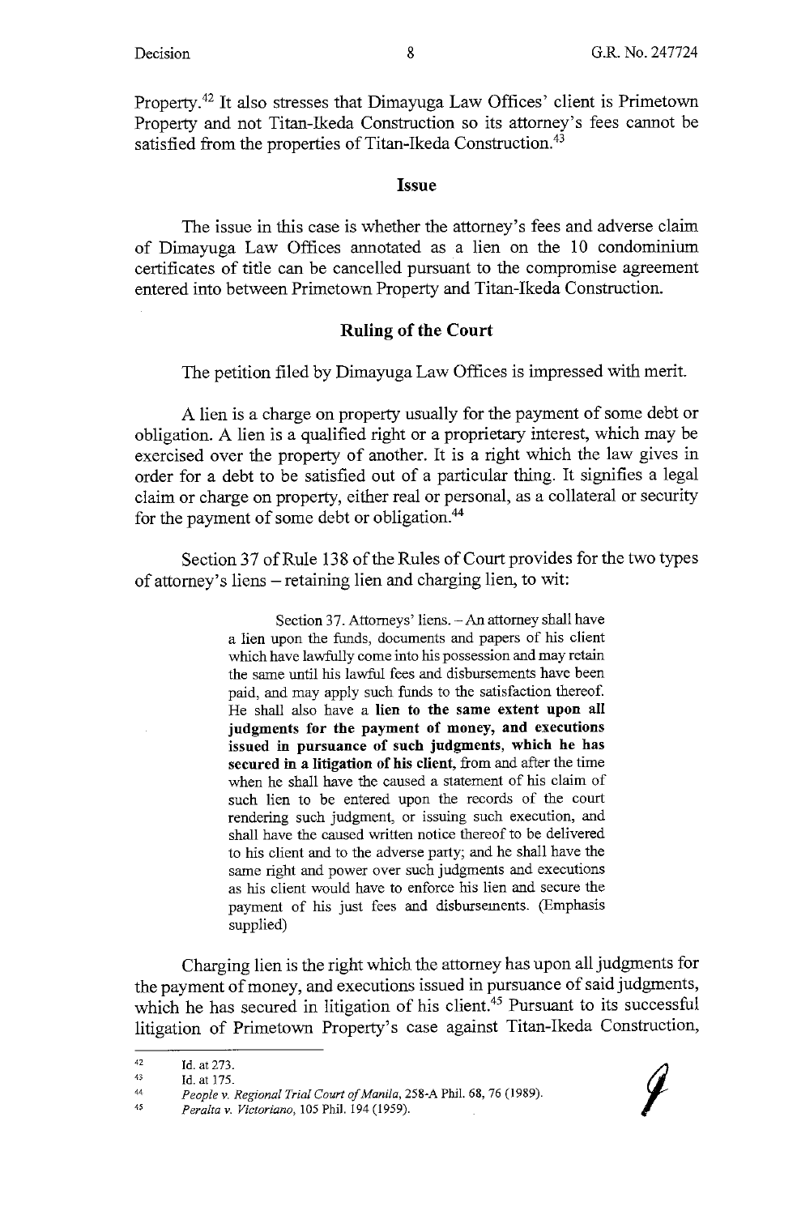Property.[42] It also stresses that Dimayuga Law Offices' client is Primetown Property and not Titan-Ikeda Construction so its attorney's fees cannot be satisfied from the properties of Titan-Ikeda Construction.[43]

## Issue

The issue in this case is whether the attorney's fees and adverse claim of Dimayuga Law Offices annotated as a lien on the 10 condominium certificates of title can be cancelled pursuant to the compromise agreement entered into between Primetown Property and Titan-Ikeda Construction.

## Ruling of the Court

The petition filed by Dimayuga Law Offices is impressed with merit.

A lien is a charge on property usually for the payment of some debt or obligation. A lien is a qualified right or a proprietary interest, which may be exercised over the property of another. It is a right which the law gives in order for a debt to be satisfied out of a particular thing. It signifies a legal claim or charge on property, either real or personal, as a collateral or security for the payment of some debt or obligation.[44]

Section 37 of Rule 138 of the Rules of Court provides for the two types of attorney's liens – retaining lien and charging lien, to wit:

> Section 37. Attorneys' liens. – An attorney shall have a lien upon the funds, documents and papers of his client which have lawfully come into his possession and may retain the same until his lawful fees and disbursements have been paid, and may apply such funds to the satisfaction thereof. He shall also have a **lien to the same extent upon all judgments for the payment of money, and executions issued in pursuance of such judgments, which he has secured in a litigation of his client,** from and after the time when he shall have the caused a statement of his claim of such lien to be entered upon the records of the court rendering such judgment, or issuing such execution, and shall have the caused written notice thereof to be delivered to his client and to the adverse party; and he shall have the same right and power over such judgments and executions as his client would have to enforce his lien and secure the payment of his just fees and disbursements. (Emphasis supplied)

Charging lien is the right which the attorney has upon all judgments for the payment of money, and executions issued in pursuance of said judgments, which he has secured in litigation of his client.[45] Pursuant to its successful litigation of Primetown Property's case against Titan-Ikeda Construction,

---

[42] Id. at 273.

[43] Id. at 175.

[44] *People v. Regional Trial Court of Manila*, 258-A Phil. 68, 76 (1989).

[45] *Peralta v. Victoriano*, 105 Phil. 194 (1959).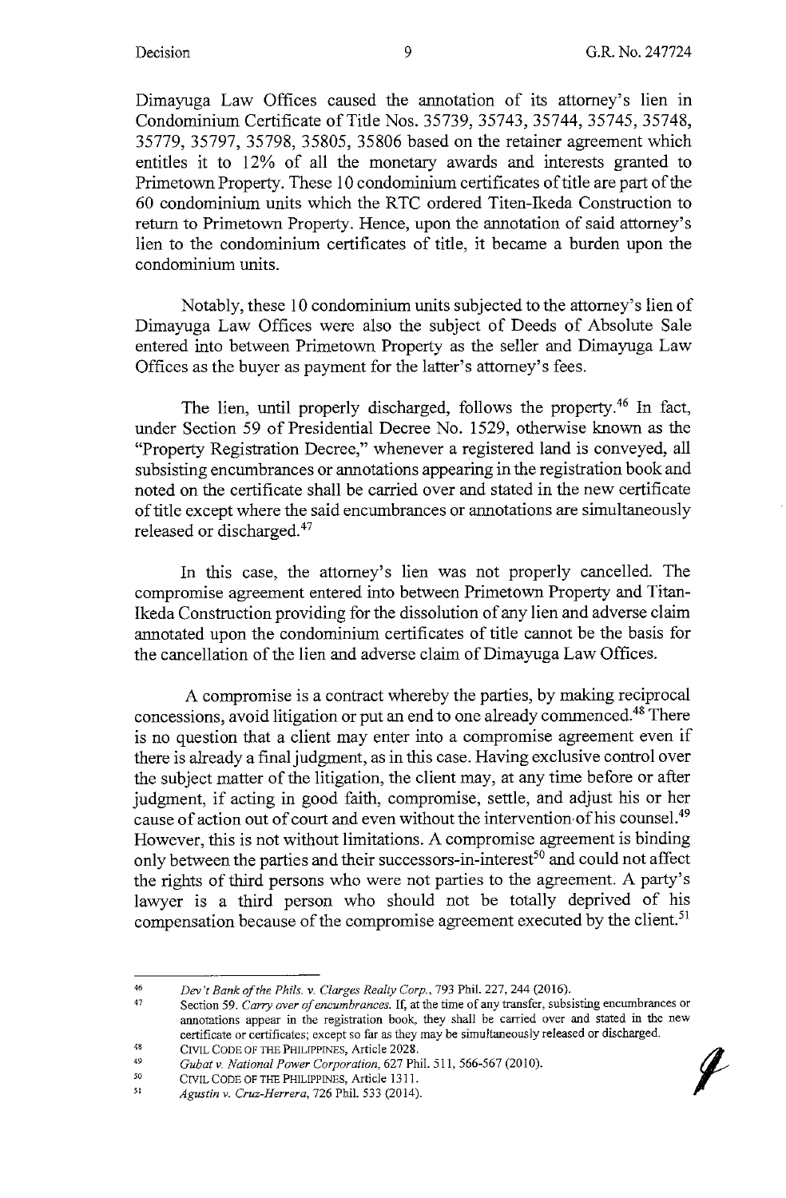Dimayuga Law Offices caused the annotation of its attorney's lien in Condominium Certificate of Title Nos. 35739, 35743, 35744, 35745, 35748, 35779, 35797, 35798, 35805, 35806 based on the retainer agreement which entitles it to 12% of all the monetary awards and interests granted to Primetown Property. These 10 condominium certificates of title are part of the 60 condominium units which the RTC ordered Titen-Ikeda Construction to return to Primetown Property. Hence, upon the annotation of said attorney's lien to the condominium certificates of title, it became a burden upon the condominium units.

Notably, these 10 condominium units subjected to the attorney's lien of Dimayuga Law Offices were also the subject of Deeds of Absolute Sale entered into between Primetown Property as the seller and Dimayuga Law Offices as the buyer as payment for the latter's attorney's fees.

The lien, until properly discharged, follows the property.[46] In fact, under Section 59 of Presidential Decree No. 1529, otherwise known as the "Property Registration Decree," whenever a registered land is conveyed, all subsisting encumbrances or annotations appearing in the registration book and noted on the certificate shall be carried over and stated in the new certificate of title except where the said encumbrances or annotations are simultaneously released or discharged.[47]

In this case, the attorney's lien was not properly cancelled. The compromise agreement entered into between Primetown Property and Titan-Ikeda Construction providing for the dissolution of any lien and adverse claim annotated upon the condominium certificates of title cannot be the basis for the cancellation of the lien and adverse claim of Dimayuga Law Offices.

A compromise is a contract whereby the parties, by making reciprocal concessions, avoid litigation or put an end to one already commenced.[48] There is no question that a client may enter into a compromise agreement even if there is already a final judgment, as in this case. Having exclusive control over the subject matter of the litigation, the client may, at any time before or after judgment, if acting in good faith, compromise, settle, and adjust his or her cause of action out of court and even without the intervention of his counsel.[49] However, this is not without limitations. A compromise agreement is binding only between the parties and their successors-in-interest[50] and could not affect the rights of third persons who were not parties to the agreement. A party's lawyer is a third person who should not be totally deprived of his compensation because of the compromise agreement executed by the client.[51]

---

[46] *Dev't Bank of the Phils. v. Clarges Realty Corp.*, 793 Phil. 227, 244 (2016).

[47] Section 59. *Carry over of encumbrances.* If, at the time of any transfer, subsisting encumbrances or annotations appear in the registration book, they shall be carried over and stated in the new certificate or certificates; except so far as they may be simultaneously released or discharged.

[48] CIVIL CODE OF THE PHILIPPINES, Article 2028.

[49] *Gubat v. National Power Corporation*, 627 Phil. 511, 566-567 (2010).

[50] CIVIL CODE OF THE PHILIPPINES, Article 1311.

[51] *Agustin v. Cruz-Herrera*, 726 Phil. 533 (2014).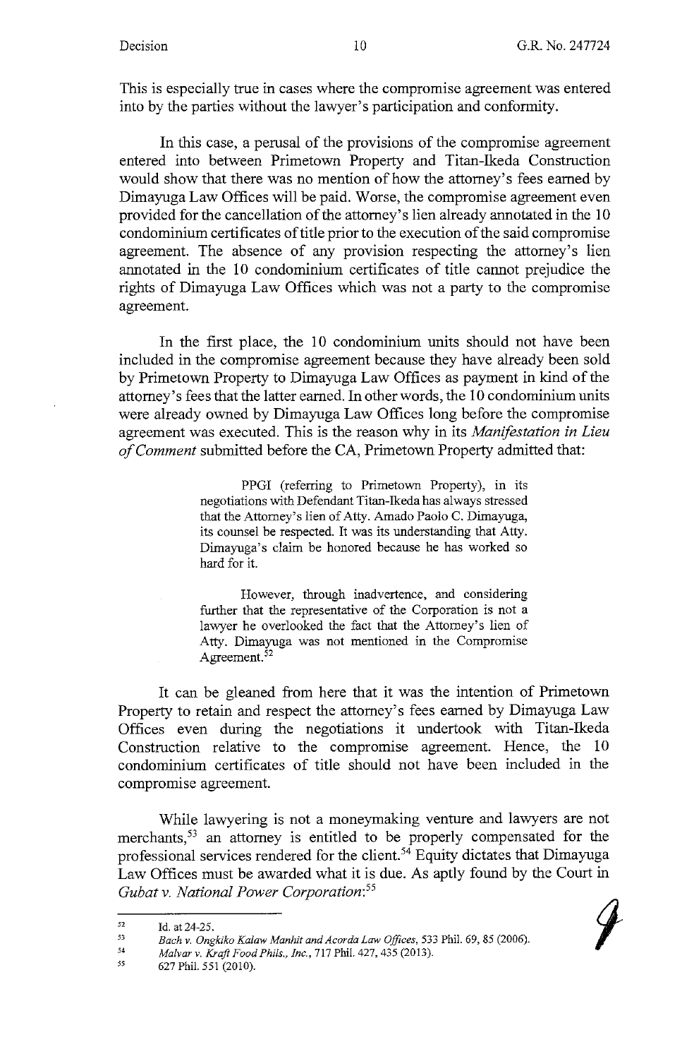This is especially true in cases where the compromise agreement was entered into by the parties without the lawyer's participation and conformity.

In this case, a perusal of the provisions of the compromise agreement entered into between Primetown Property and Titan-Ikeda Construction would show that there was no mention of how the attorney's fees earned by Dimayuga Law Offices will be paid. Worse, the compromise agreement even provided for the cancellation of the attorney's lien already annotated in the 10 condominium certificates of title prior to the execution of the said compromise agreement. The absence of any provision respecting the attorney's lien annotated in the 10 condominium certificates of title cannot prejudice the rights of Dimayuga Law Offices which was not a party to the compromise agreement.

In the first place, the 10 condominium units should not have been included in the compromise agreement because they have already been sold by Primetown Property to Dimayuga Law Offices as payment in kind of the attorney's fees that the latter earned. In other words, the 10 condominium units were already owned by Dimayuga Law Offices long before the compromise agreement was executed. This is the reason why in its *Manifestation in Lieu of Comment* submitted before the CA, Primetown Property admitted that:

> PPGI (referring to Primetown Property), in its negotiations with Defendant Titan-Ikeda has always stressed that the Attorney's lien of Atty. Amado Paolo C. Dimayuga, its counsel be respected. It was its understanding that Atty. Dimayuga's claim be honored because he has worked so hard for it.
>
> However, through inadvertence, and considering further that the representative of the Corporation is not a lawyer he overlooked the fact that the Attorney's lien of Atty. Dimayuga was not mentioned in the Compromise Agreement.[52]

It can be gleaned from here that it was the intention of Primetown Property to retain and respect the attorney's fees earned by Dimayuga Law Offices even during the negotiations it undertook with Titan-Ikeda Construction relative to the compromise agreement. Hence, the 10 condominium certificates of title should not have been included in the compromise agreement.

While lawyering is not a moneymaking venture and lawyers are not merchants,[53] an attorney is entitled to be properly compensated for the professional services rendered for the client.[54] Equity dictates that Dimayuga Law Offices must be awarded what it is due. As aptly found by the Court in *Gubat v. National Power Corporation*:[55]

---

[52] Id. at 24-25.

[53] *Bach v. Ongkiko Kalaw Manhit and Acorda Law Offices*, 533 Phil. 69, 85 (2006).

[54] *Malvar v. Kraft Food Phils., Inc.*, 717 Phil. 427, 435 (2013).

[55] 627 Phil. 551 (2010).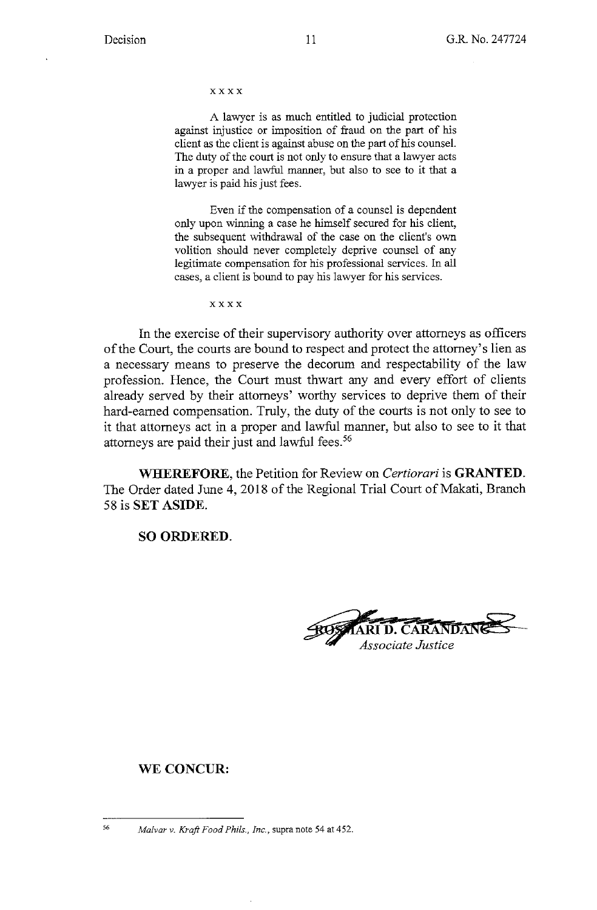x x x x

> A lawyer is as much entitled to judicial protection against injustice or imposition of fraud on the part of his client as the client is against abuse on the part of his counsel. The duty of the court is not only to ensure that a lawyer acts in a proper and lawful manner, but also to see to it that a lawyer is paid his just fees.
>
> Even if the compensation of a counsel is dependent only upon winning a case he himself secured for his client, the subsequent withdrawal of the case on the client's own volition should never completely deprive counsel of any legitimate compensation for his professional services. In all cases, a client is bound to pay his lawyer for his services.

x x x x

In the exercise of their supervisory authority over attorneys as officers of the Court, the courts are bound to respect and protect the attorney's lien as a necessary means to preserve the decorum and respectability of the law profession. Hence, the Court must thwart any and every effort of clients already served by their attorneys' worthy services to deprive them of their hard-earned compensation. Truly, the duty of the courts is not only to see to it that attorneys act in a proper and lawful manner, but also to see to it that attorneys are paid their just and lawful fees.[56]

**WHEREFORE**, the Petition for Review on *Certiorari* is **GRANTED**. The Order dated June 4, 2018 of the Regional Trial Court of Makati, Branch 58 is **SET ASIDE**.

**SO ORDERED.**

ROSMARI D. CARANDANG
*Associate Justice*

**WE CONCUR:**

---

[56] *Malvar v. Kraft Food Phils., Inc.*, supra note 54 at 452.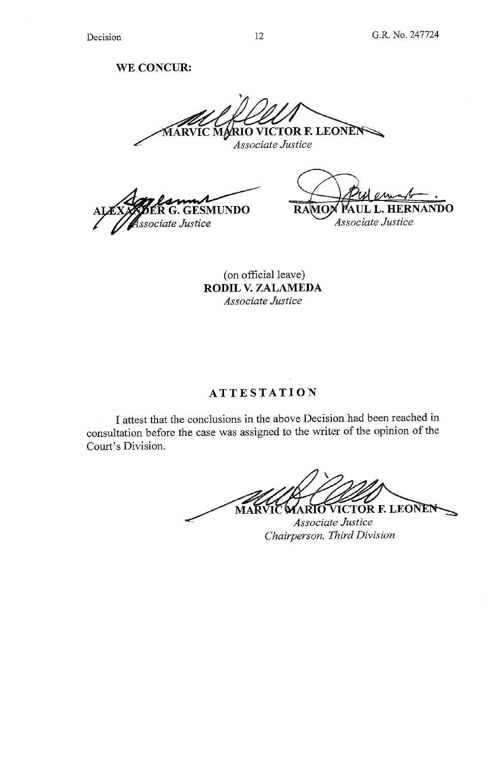**WE CONCUR:**

**MARVIC MARIO VICTOR F. LEONEN**
*Associate Justice*

**ALEXANDER G. GESMUNDO**
*Associate Justice*

**RAMON PAUL L. HERNANDO**
*Associate Justice*

(on official leave)
**RODIL V. ZALAMEDA**
*Associate Justice*

## ATTESTATION

I attest that the conclusions in the above Decision had been reached in consultation before the case was assigned to the writer of the opinion of the Court's Division.

**MARVIC MARIO VICTOR F. LEONEN**
*Associate Justice*
*Chairperson, Third Division*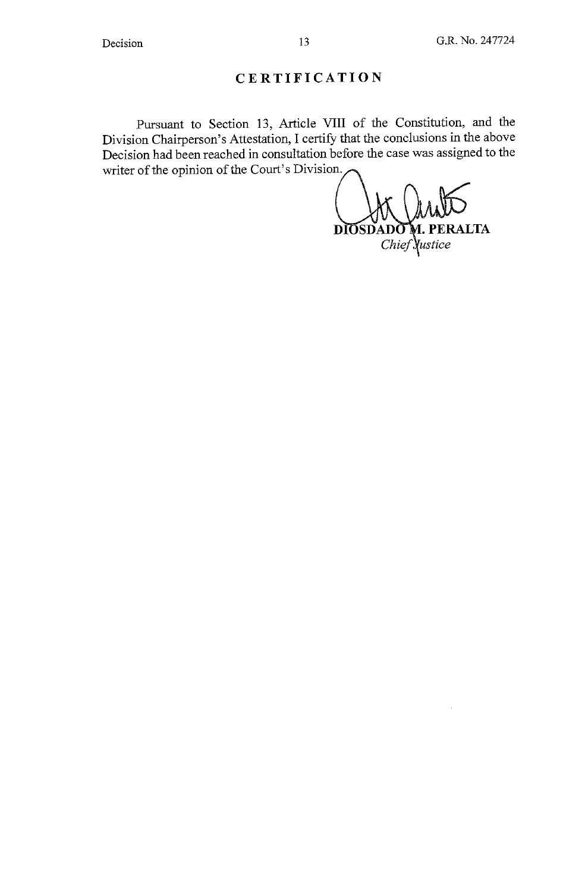## CERTIFICATION

Pursuant to Section 13, Article VIII of the Constitution, and the Division Chairperson's Attestation, I certify that the conclusions in the above Decision had been reached in consultation before the case was assigned to the writer of the opinion of the Court's Division.

**DIOSDADO M. PERALTA**
*Chief Justice*